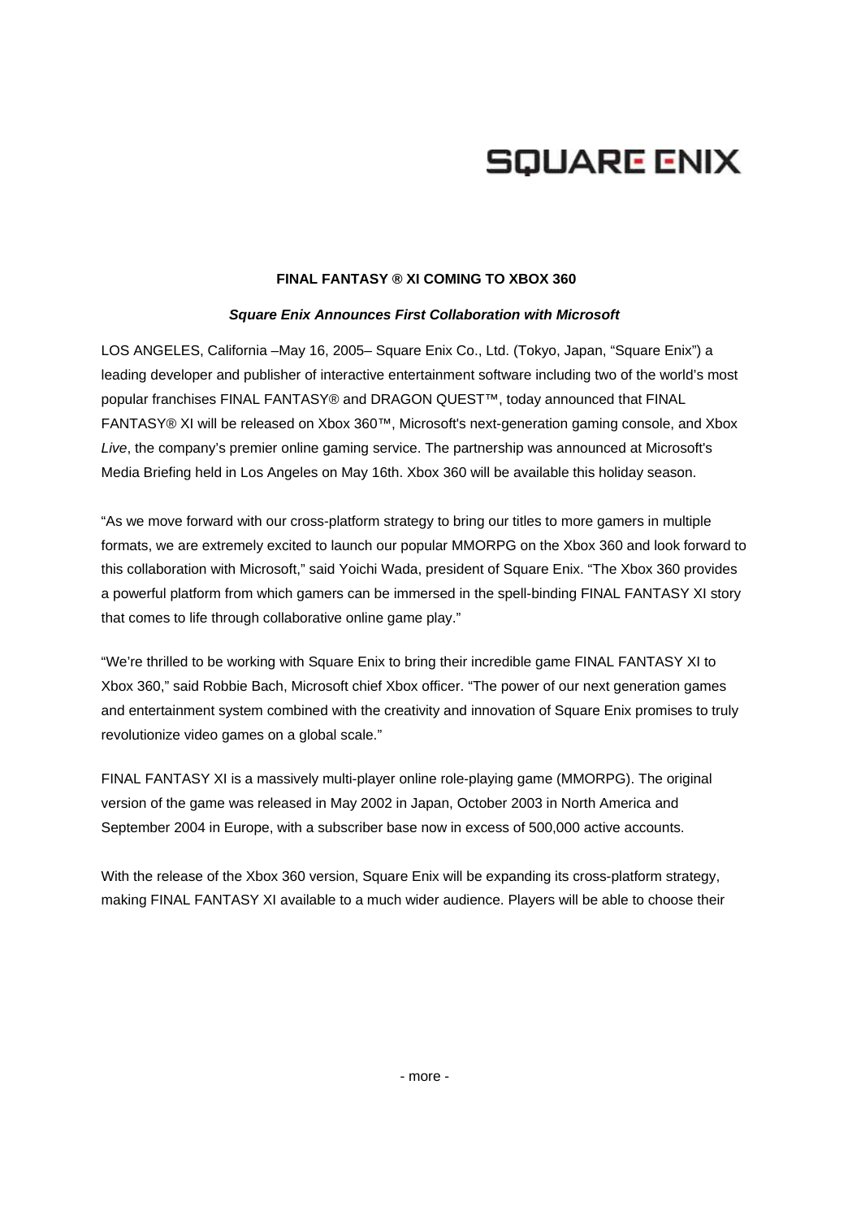SQUARE ENIX

**FINAL FANTASY ® XI COMING TO XBOX 360**

***Square Enix Announces First Collaboration with Microsoft***

LOS ANGELES, California –May 16, 2005– Square Enix Co., Ltd. (Tokyo, Japan, "Square Enix") a leading developer and publisher of interactive entertainment software including two of the world's most popular franchises FINAL FANTASY® and DRAGON QUEST™, today announced that FINAL FANTASY® XI will be released on Xbox 360™, Microsoft's next-generation gaming console, and Xbox *Live*, the company's premier online gaming service. The partnership was announced at Microsoft's Media Briefing held in Los Angeles on May 16th. Xbox 360 will be available this holiday season.

"As we move forward with our cross-platform strategy to bring our titles to more gamers in multiple formats, we are extremely excited to launch our popular MMORPG on the Xbox 360 and look forward to this collaboration with Microsoft," said Yoichi Wada, president of Square Enix. "The Xbox 360 provides a powerful platform from which gamers can be immersed in the spell-binding FINAL FANTASY XI story that comes to life through collaborative online game play."

"We're thrilled to be working with Square Enix to bring their incredible game FINAL FANTASY XI to Xbox 360," said Robbie Bach, Microsoft chief Xbox officer. "The power of our next generation games and entertainment system combined with the creativity and innovation of Square Enix promises to truly revolutionize video games on a global scale."

FINAL FANTASY XI is a massively multi-player online role-playing game (MMORPG). The original version of the game was released in May 2002 in Japan, October 2003 in North America and September 2004 in Europe, with a subscriber base now in excess of 500,000 active accounts.

With the release of the Xbox 360 version, Square Enix will be expanding its cross-platform strategy, making FINAL FANTASY XI available to a much wider audience. Players will be able to choose their

- more -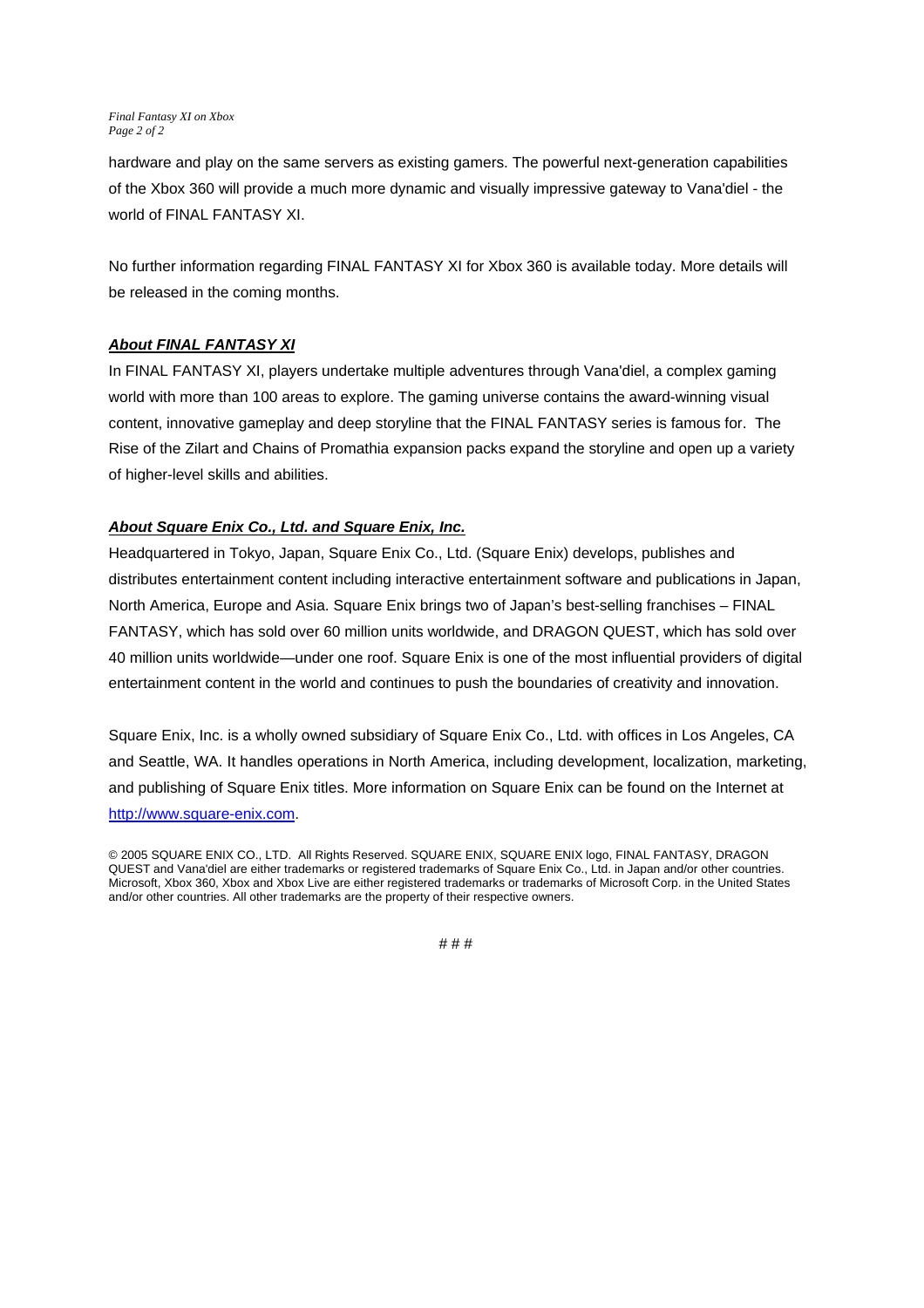hardware and play on the same servers as existing gamers. The powerful next-generation capabilities of the Xbox 360 will provide a much more dynamic and visually impressive gateway to Vana'diel - the world of FINAL FANTASY XI.

No further information regarding FINAL FANTASY XI for Xbox 360 is available today. More details will be released in the coming months.

***About FINAL FANTASY XI***

In FINAL FANTASY XI, players undertake multiple adventures through Vana'diel, a complex gaming world with more than 100 areas to explore. The gaming universe contains the award-winning visual content, innovative gameplay and deep storyline that the FINAL FANTASY series is famous for. The Rise of the Zilart and Chains of Promathia expansion packs expand the storyline and open up a variety of higher-level skills and abilities.

***About Square Enix Co., Ltd. and Square Enix, Inc.***

Headquartered in Tokyo, Japan, Square Enix Co., Ltd. (Square Enix) develops, publishes and distributes entertainment content including interactive entertainment software and publications in Japan, North America, Europe and Asia. Square Enix brings two of Japan's best-selling franchises – FINAL FANTASY, which has sold over 60 million units worldwide, and DRAGON QUEST, which has sold over 40 million units worldwide—under one roof. Square Enix is one of the most influential providers of digital entertainment content in the world and continues to push the boundaries of creativity and innovation.

Square Enix, Inc. is a wholly owned subsidiary of Square Enix Co., Ltd. with offices in Los Angeles, CA and Seattle, WA. It handles operations in North America, including development, localization, marketing, and publishing of Square Enix titles. More information on Square Enix can be found on the Internet at http://www.square-enix.com.

© 2005 SQUARE ENIX CO., LTD. All Rights Reserved. SQUARE ENIX, SQUARE ENIX logo, FINAL FANTASY, DRAGON QUEST and Vana'diel are either trademarks or registered trademarks of Square Enix Co., Ltd. in Japan and/or other countries. Microsoft, Xbox 360, Xbox and Xbox Live are either registered trademarks or trademarks of Microsoft Corp. in the United States and/or other countries. All other trademarks are the property of their respective owners.

# # #